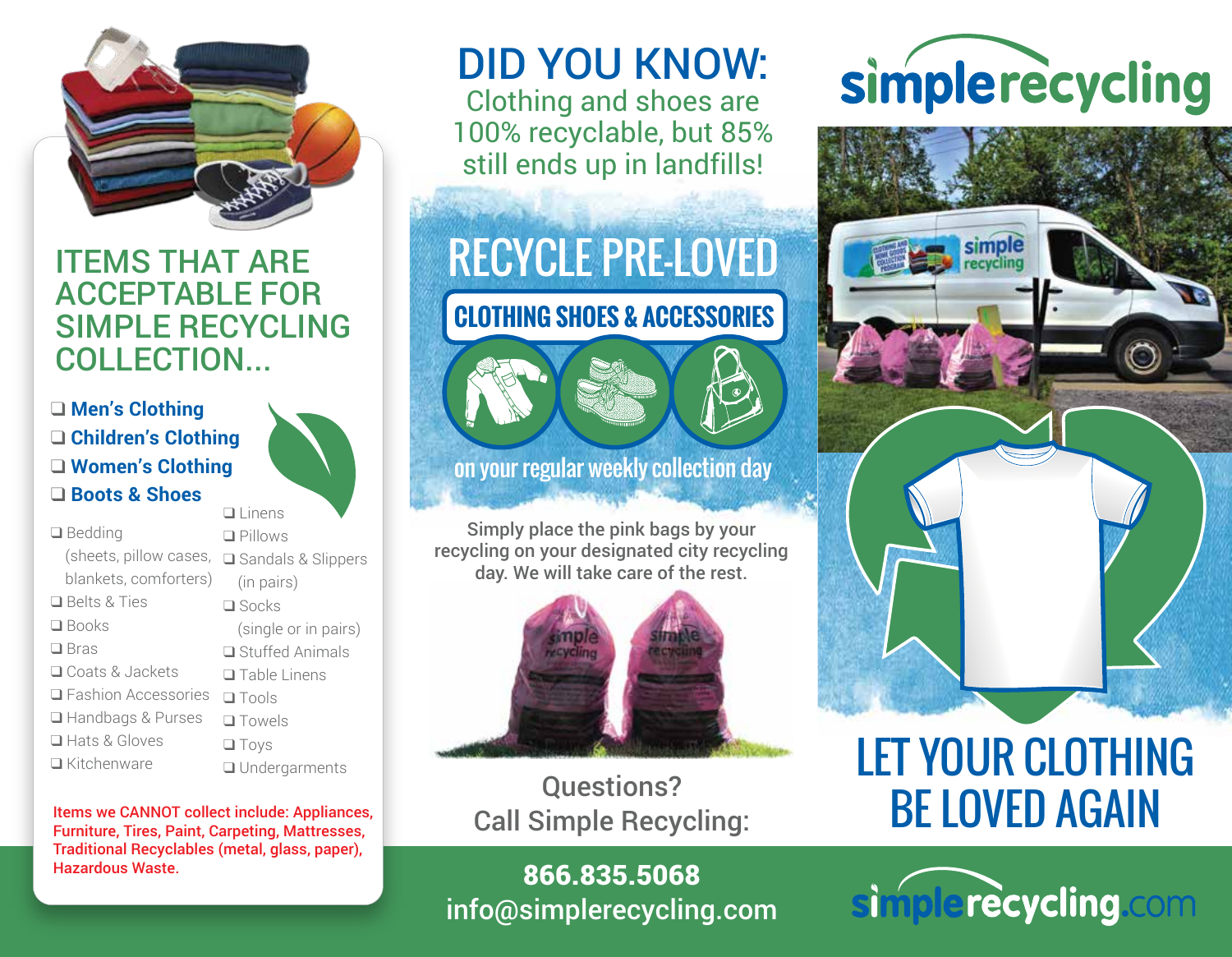# ITEMS THAT ARE ACCEPTABLE FOR SIMPLE RECYCLING COLLECTION...

- ❑ **Men's Clothing**
- ❑ **Children's Clothing**
- ❑ **Women's Clothing**
- ❑ **Boots & Shoes**

- ❑ Bedding (sheets, pillow cases, blankets, comforters)
- ❑ Belts & Ties
- ❑ Books
- ❑ Bras
- ❑ Coats & Jackets
- ❑ Fashion Accessories
- ❑ Handbags & Purses
- ❑ Hats & Gloves
- ❑ Kitchenware
- ❑ Linens
- ❑ Pillows
- ❑ Sandals & Slippers (in pairs)
- ❑ Socks (single or in pairs)
- ❑ Stuffed Animals
- ❑ Table Linens
- ❑ Tools
- ❑ Towels
- ❑ Toys
- ❑ Undergarments

**Items we CANNOT collect include: Appliances, Furniture, Tires, Paint, Carpeting, Mattresses, Traditional Recyclables (metal, glass, paper), Hazardous Waste.**

# DID YOU KNOW:

Clothing and shoes are 100% recyclable, but 85% still ends up in landfills!

## RECYCLE PRE-LOVED

### CLOTHING SHOES & ACCESSORIES

on your regular weekly collection day

Simply place the pink bags by your recycling on your designated city recycling day. We will take care of the rest.

Questions?
Call Simple Recycling:

**866.835.5068**
info@simplerecycling.com

# simplerecycling

## LET YOUR CLOTHING BE LOVED AGAIN

simplerecycling.com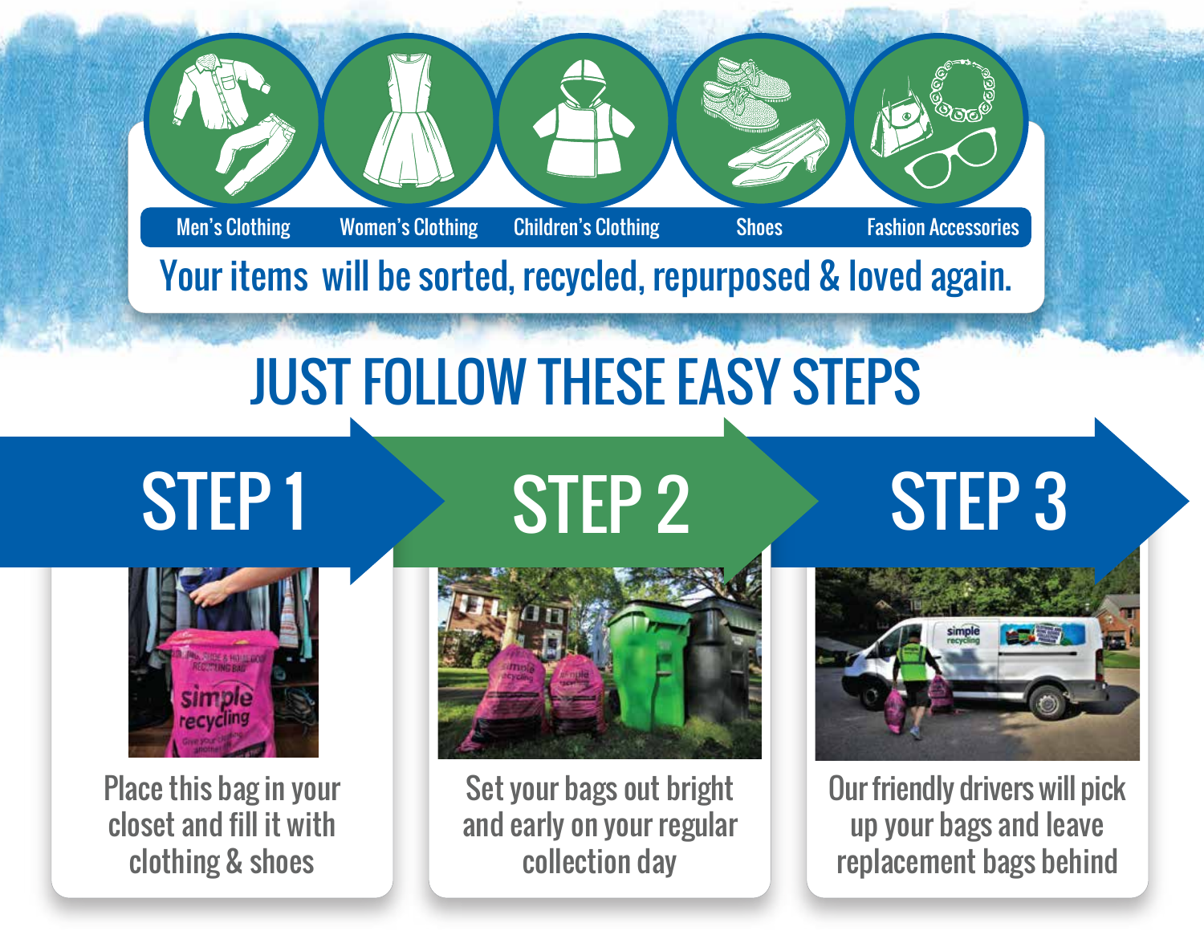Men's Clothing

Women's Clothing

Children's Clothing

Shoes

Fashion Accessories

Your items will be sorted, recycled, repurposed & loved again.

# JUST FOLLOW THESE EASY STEPS

## STEP 1

Place this bag in your closet and fill it with clothing & shoes

## STEP 2

Set your bags out bright and early on your regular collection day

## STEP 3

Our friendly drivers will pick up your bags and leave replacement bags behind